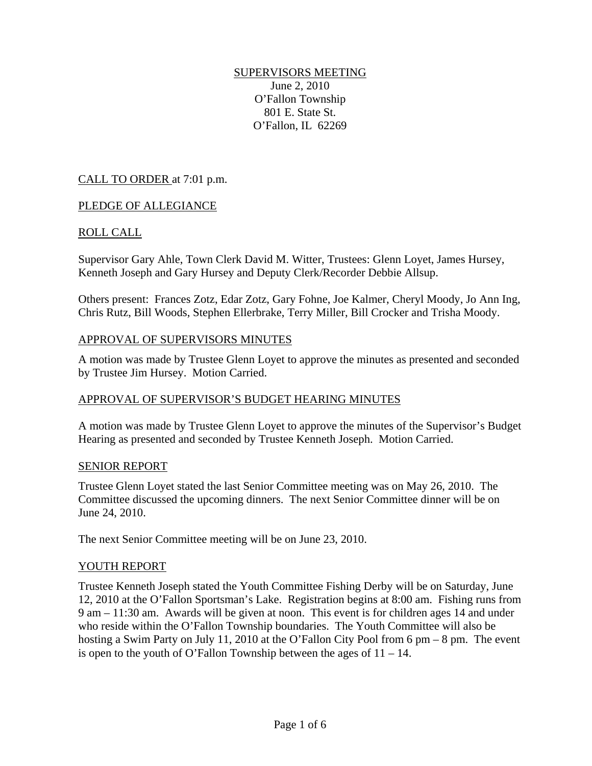# SUPERVISORS MEETING

June 2, 2010
O'Fallon Township
801 E. State St.
O'Fallon, IL 62269

## CALL TO ORDER

CALL TO ORDER at 7:01 p.m.

## PLEDGE OF ALLEGIANCE

## ROLL CALL

Supervisor Gary Ahle, Town Clerk David M. Witter, Trustees: Glenn Loyet, James Hursey, Kenneth Joseph and Gary Hursey and Deputy Clerk/Recorder Debbie Allsup.

Others present: Frances Zotz, Edar Zotz, Gary Fohne, Joe Kalmer, Cheryl Moody, Jo Ann Ing, Chris Rutz, Bill Woods, Stephen Ellerbrake, Terry Miller, Bill Crocker and Trisha Moody.

## APPROVAL OF SUPERVISORS MINUTES

A motion was made by Trustee Glenn Loyet to approve the minutes as presented and seconded by Trustee Jim Hursey. Motion Carried.

## APPROVAL OF SUPERVISOR'S BUDGET HEARING MINUTES

A motion was made by Trustee Glenn Loyet to approve the minutes of the Supervisor's Budget Hearing as presented and seconded by Trustee Kenneth Joseph. Motion Carried.

## SENIOR REPORT

Trustee Glenn Loyet stated the last Senior Committee meeting was on May 26, 2010. The Committee discussed the upcoming dinners. The next Senior Committee dinner will be on June 24, 2010.

The next Senior Committee meeting will be on June 23, 2010.

## YOUTH REPORT

Trustee Kenneth Joseph stated the Youth Committee Fishing Derby will be on Saturday, June 12, 2010 at the O'Fallon Sportsman's Lake. Registration begins at 8:00 am. Fishing runs from 9 am – 11:30 am. Awards will be given at noon. This event is for children ages 14 and under who reside within the O'Fallon Township boundaries. The Youth Committee will also be hosting a Swim Party on July 11, 2010 at the O'Fallon City Pool from 6 pm – 8 pm. The event is open to the youth of O'Fallon Township between the ages of 11 – 14.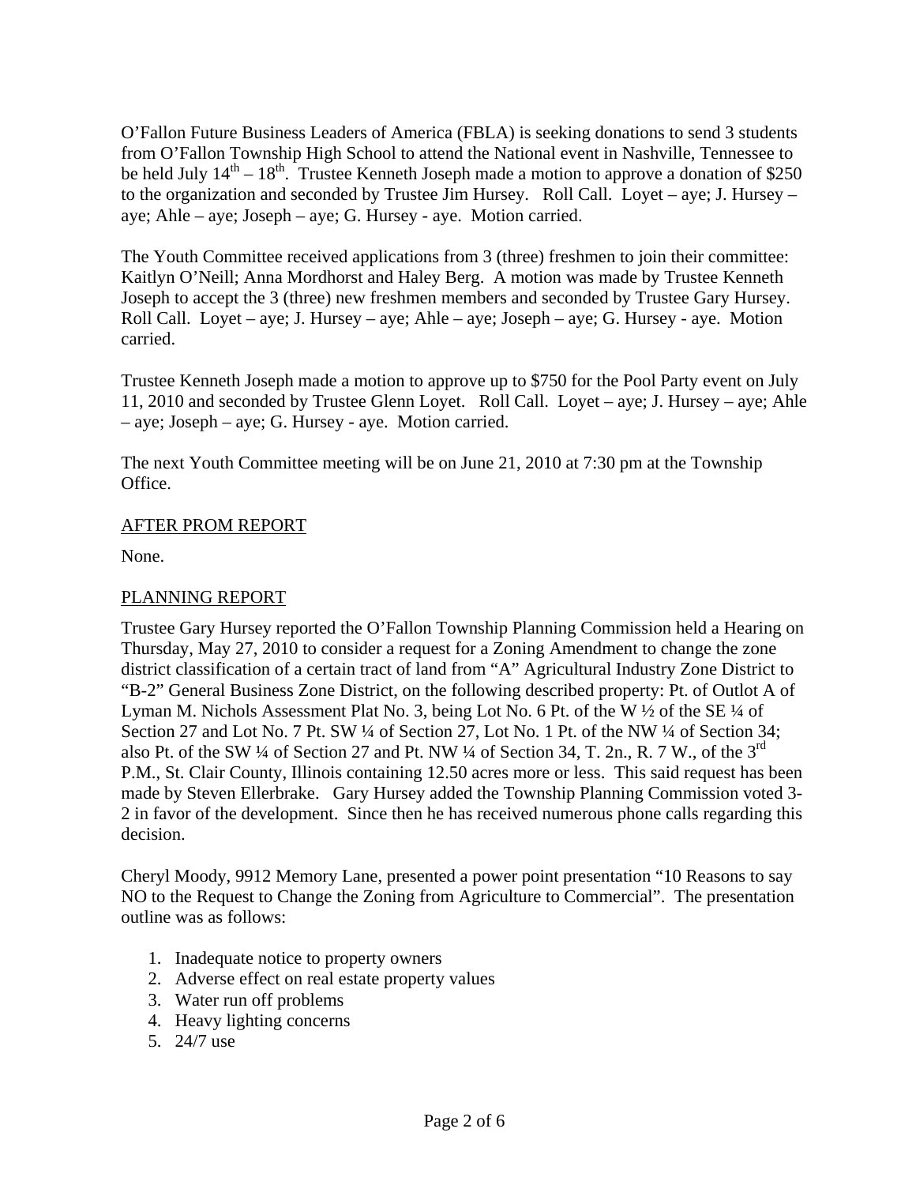O'Fallon Future Business Leaders of America (FBLA) is seeking donations to send 3 students from O'Fallon Township High School to attend the National event in Nashville, Tennessee to be held July 14th – 18th. Trustee Kenneth Joseph made a motion to approve a donation of $250 to the organization and seconded by Trustee Jim Hursey. Roll Call. Loyet – aye; J. Hursey – aye; Ahle – aye; Joseph – aye; G. Hursey - aye. Motion carried.

The Youth Committee received applications from 3 (three) freshmen to join their committee: Kaitlyn O'Neill; Anna Mordhorst and Haley Berg. A motion was made by Trustee Kenneth Joseph to accept the 3 (three) new freshmen members and seconded by Trustee Gary Hursey. Roll Call. Loyet – aye; J. Hursey – aye; Ahle – aye; Joseph – aye; G. Hursey - aye. Motion carried.

Trustee Kenneth Joseph made a motion to approve up to $750 for the Pool Party event on July 11, 2010 and seconded by Trustee Glenn Loyet. Roll Call. Loyet – aye; J. Hursey – aye; Ahle – aye; Joseph – aye; G. Hursey - aye. Motion carried.

The next Youth Committee meeting will be on June 21, 2010 at 7:30 pm at the Township Office.

## AFTER PROM REPORT

None.

## PLANNING REPORT

Trustee Gary Hursey reported the O'Fallon Township Planning Commission held a Hearing on Thursday, May 27, 2010 to consider a request for a Zoning Amendment to change the zone district classification of a certain tract of land from "A" Agricultural Industry Zone District to "B-2" General Business Zone District, on the following described property: Pt. of Outlot A of Lyman M. Nichols Assessment Plat No. 3, being Lot No. 6 Pt. of the W ½ of the SE ¼ of Section 27 and Lot No. 7 Pt. SW ¼ of Section 27, Lot No. 1 Pt. of the NW ¼ of Section 34; also Pt. of the SW ¼ of Section 27 and Pt. NW ¼ of Section 34, T. 2n., R. 7 W., of the 3rd P.M., St. Clair County, Illinois containing 12.50 acres more or less. This said request has been made by Steven Ellerbrake. Gary Hursey added the Township Planning Commission voted 3-2 in favor of the development. Since then he has received numerous phone calls regarding this decision.

Cheryl Moody, 9912 Memory Lane, presented a power point presentation "10 Reasons to say NO to the Request to Change the Zoning from Agriculture to Commercial". The presentation outline was as follows:

1. Inadequate notice to property owners
2. Adverse effect on real estate property values
3. Water run off problems
4. Heavy lighting concerns
5. 24/7 use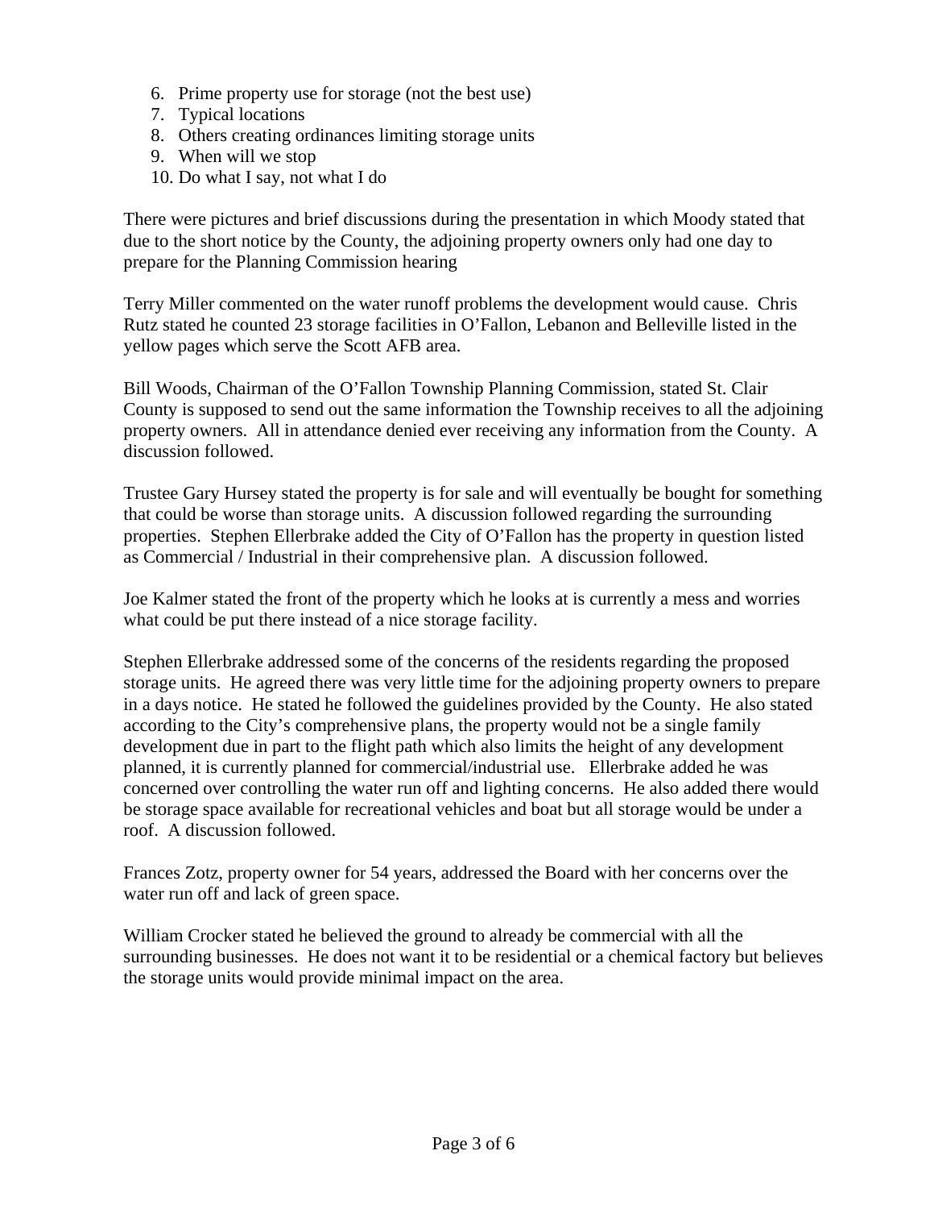6. Prime property use for storage (not the best use)
7. Typical locations
8. Others creating ordinances limiting storage units
9. When will we stop
10. Do what I say, not what I do

There were pictures and brief discussions during the presentation in which Moody stated that due to the short notice by the County, the adjoining property owners only had one day to prepare for the Planning Commission hearing

Terry Miller commented on the water runoff problems the development would cause. Chris Rutz stated he counted 23 storage facilities in O'Fallon, Lebanon and Belleville listed in the yellow pages which serve the Scott AFB area.

Bill Woods, Chairman of the O'Fallon Township Planning Commission, stated St. Clair County is supposed to send out the same information the Township receives to all the adjoining property owners. All in attendance denied ever receiving any information from the County. A discussion followed.

Trustee Gary Hursey stated the property is for sale and will eventually be bought for something that could be worse than storage units. A discussion followed regarding the surrounding properties. Stephen Ellerbrake added the City of O'Fallon has the property in question listed as Commercial / Industrial in their comprehensive plan. A discussion followed.

Joe Kalmer stated the front of the property which he looks at is currently a mess and worries what could be put there instead of a nice storage facility.

Stephen Ellerbrake addressed some of the concerns of the residents regarding the proposed storage units. He agreed there was very little time for the adjoining property owners to prepare in a days notice. He stated he followed the guidelines provided by the County. He also stated according to the City's comprehensive plans, the property would not be a single family development due in part to the flight path which also limits the height of any development planned, it is currently planned for commercial/industrial use. Ellerbrake added he was concerned over controlling the water run off and lighting concerns. He also added there would be storage space available for recreational vehicles and boat but all storage would be under a roof. A discussion followed.

Frances Zotz, property owner for 54 years, addressed the Board with her concerns over the water run off and lack of green space.

William Crocker stated he believed the ground to already be commercial with all the surrounding businesses. He does not want it to be residential or a chemical factory but believes the storage units would provide minimal impact on the area.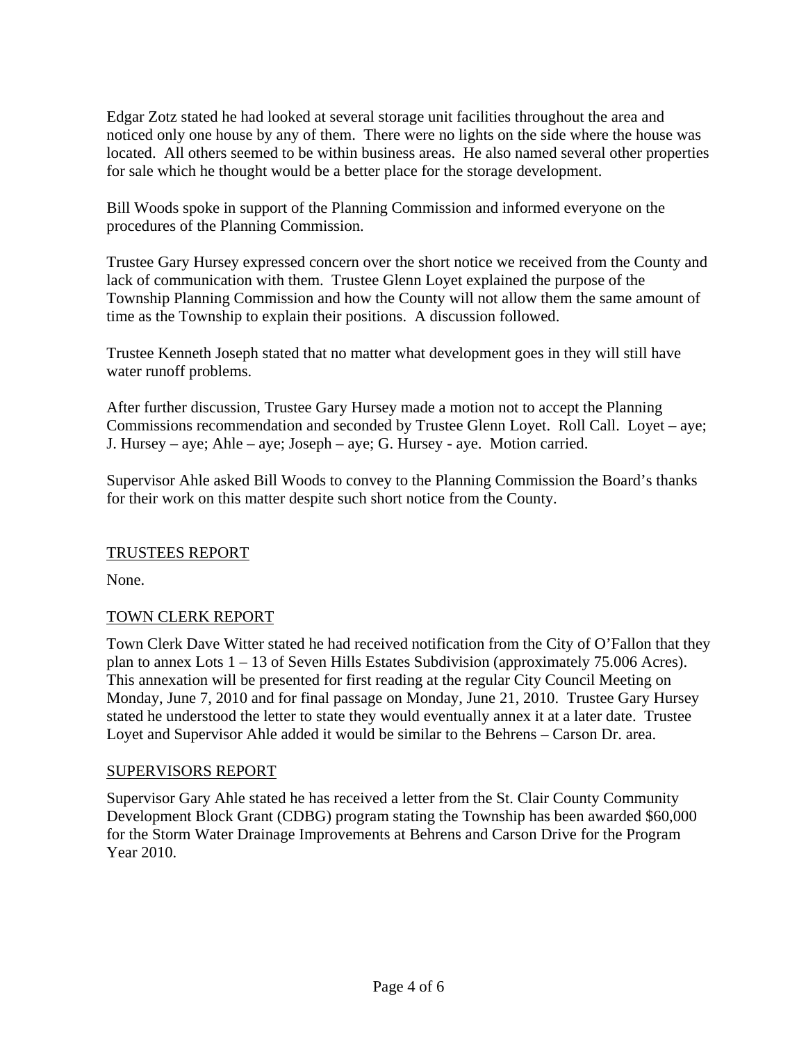Edgar Zotz stated he had looked at several storage unit facilities throughout the area and noticed only one house by any of them. There were no lights on the side where the house was located. All others seemed to be within business areas. He also named several other properties for sale which he thought would be a better place for the storage development.

Bill Woods spoke in support of the Planning Commission and informed everyone on the procedures of the Planning Commission.

Trustee Gary Hursey expressed concern over the short notice we received from the County and lack of communication with them. Trustee Glenn Loyet explained the purpose of the Township Planning Commission and how the County will not allow them the same amount of time as the Township to explain their positions. A discussion followed.

Trustee Kenneth Joseph stated that no matter what development goes in they will still have water runoff problems.

After further discussion, Trustee Gary Hursey made a motion not to accept the Planning Commissions recommendation and seconded by Trustee Glenn Loyet. Roll Call. Loyet – aye; J. Hursey – aye; Ahle – aye; Joseph – aye; G. Hursey - aye. Motion carried.

Supervisor Ahle asked Bill Woods to convey to the Planning Commission the Board's thanks for their work on this matter despite such short notice from the County.

## TRUSTEES REPORT

None.

## TOWN CLERK REPORT

Town Clerk Dave Witter stated he had received notification from the City of O'Fallon that they plan to annex Lots 1 – 13 of Seven Hills Estates Subdivision (approximately 75.006 Acres). This annexation will be presented for first reading at the regular City Council Meeting on Monday, June 7, 2010 and for final passage on Monday, June 21, 2010. Trustee Gary Hursey stated he understood the letter to state they would eventually annex it at a later date. Trustee Loyet and Supervisor Ahle added it would be similar to the Behrens – Carson Dr. area.

## SUPERVISORS REPORT

Supervisor Gary Ahle stated he has received a letter from the St. Clair County Community Development Block Grant (CDBG) program stating the Township has been awarded $60,000 for the Storm Water Drainage Improvements at Behrens and Carson Drive for the Program Year 2010.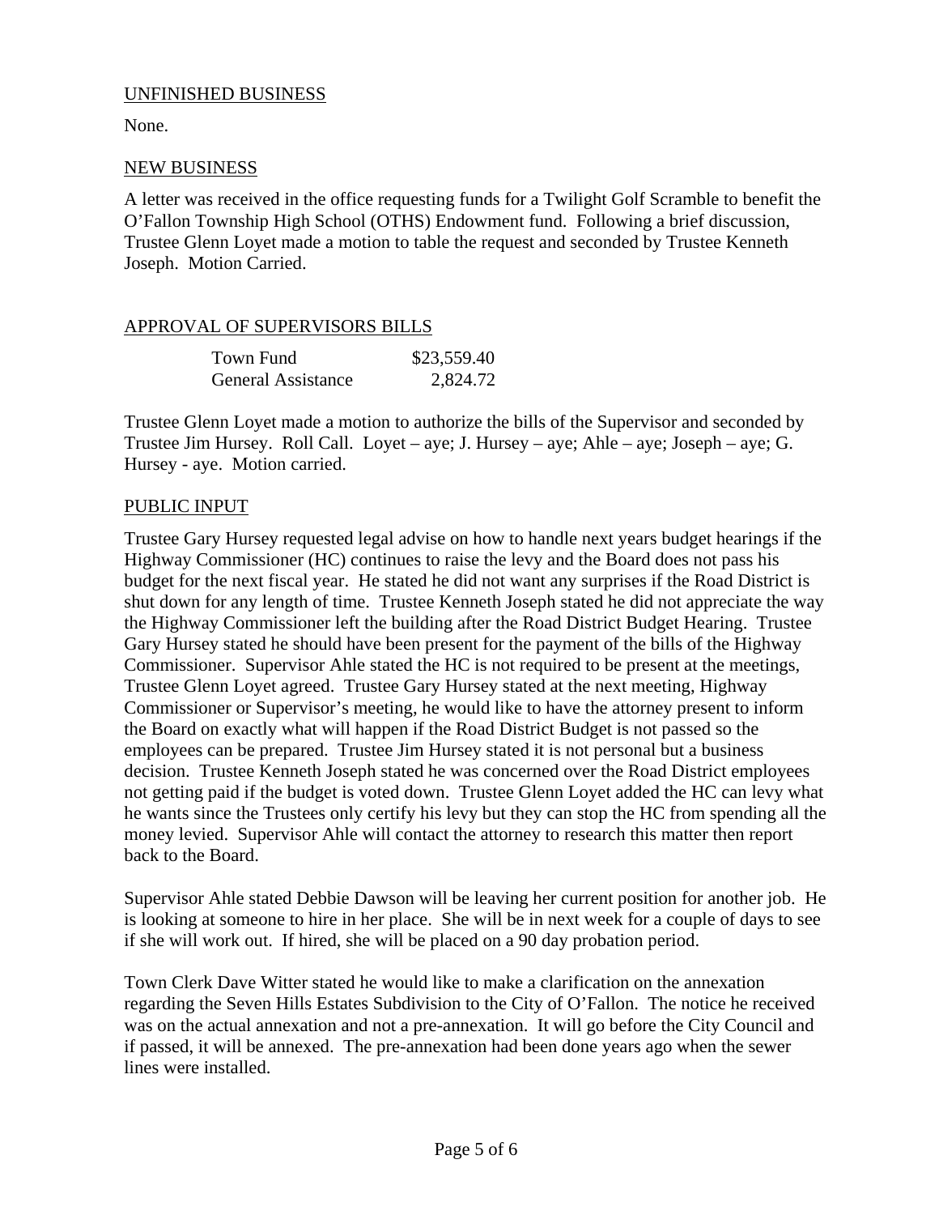UNFINISHED BUSINESS

None.

NEW BUSINESS

A letter was received in the office requesting funds for a Twilight Golf Scramble to benefit the O'Fallon Township High School (OTHS) Endowment fund. Following a brief discussion, Trustee Glenn Loyet made a motion to table the request and seconded by Trustee Kenneth Joseph. Motion Carried.

APPROVAL OF SUPERVISORS BILLS

| | |
|---|---|
| Town Fund | $23,559.40 |
| General Assistance | 2,824.72 |

Trustee Glenn Loyet made a motion to authorize the bills of the Supervisor and seconded by Trustee Jim Hursey. Roll Call. Loyet – aye; J. Hursey – aye; Ahle – aye; Joseph – aye; G. Hursey - aye. Motion carried.

PUBLIC INPUT

Trustee Gary Hursey requested legal advise on how to handle next years budget hearings if the Highway Commissioner (HC) continues to raise the levy and the Board does not pass his budget for the next fiscal year. He stated he did not want any surprises if the Road District is shut down for any length of time. Trustee Kenneth Joseph stated he did not appreciate the way the Highway Commissioner left the building after the Road District Budget Hearing. Trustee Gary Hursey stated he should have been present for the payment of the bills of the Highway Commissioner. Supervisor Ahle stated the HC is not required to be present at the meetings, Trustee Glenn Loyet agreed. Trustee Gary Hursey stated at the next meeting, Highway Commissioner or Supervisor's meeting, he would like to have the attorney present to inform the Board on exactly what will happen if the Road District Budget is not passed so the employees can be prepared. Trustee Jim Hursey stated it is not personal but a business decision. Trustee Kenneth Joseph stated he was concerned over the Road District employees not getting paid if the budget is voted down. Trustee Glenn Loyet added the HC can levy what he wants since the Trustees only certify his levy but they can stop the HC from spending all the money levied. Supervisor Ahle will contact the attorney to research this matter then report back to the Board.

Supervisor Ahle stated Debbie Dawson will be leaving her current position for another job. He is looking at someone to hire in her place. She will be in next week for a couple of days to see if she will work out. If hired, she will be placed on a 90 day probation period.

Town Clerk Dave Witter stated he would like to make a clarification on the annexation regarding the Seven Hills Estates Subdivision to the City of O'Fallon. The notice he received was on the actual annexation and not a pre-annexation. It will go before the City Council and if passed, it will be annexed. The pre-annexation had been done years ago when the sewer lines were installed.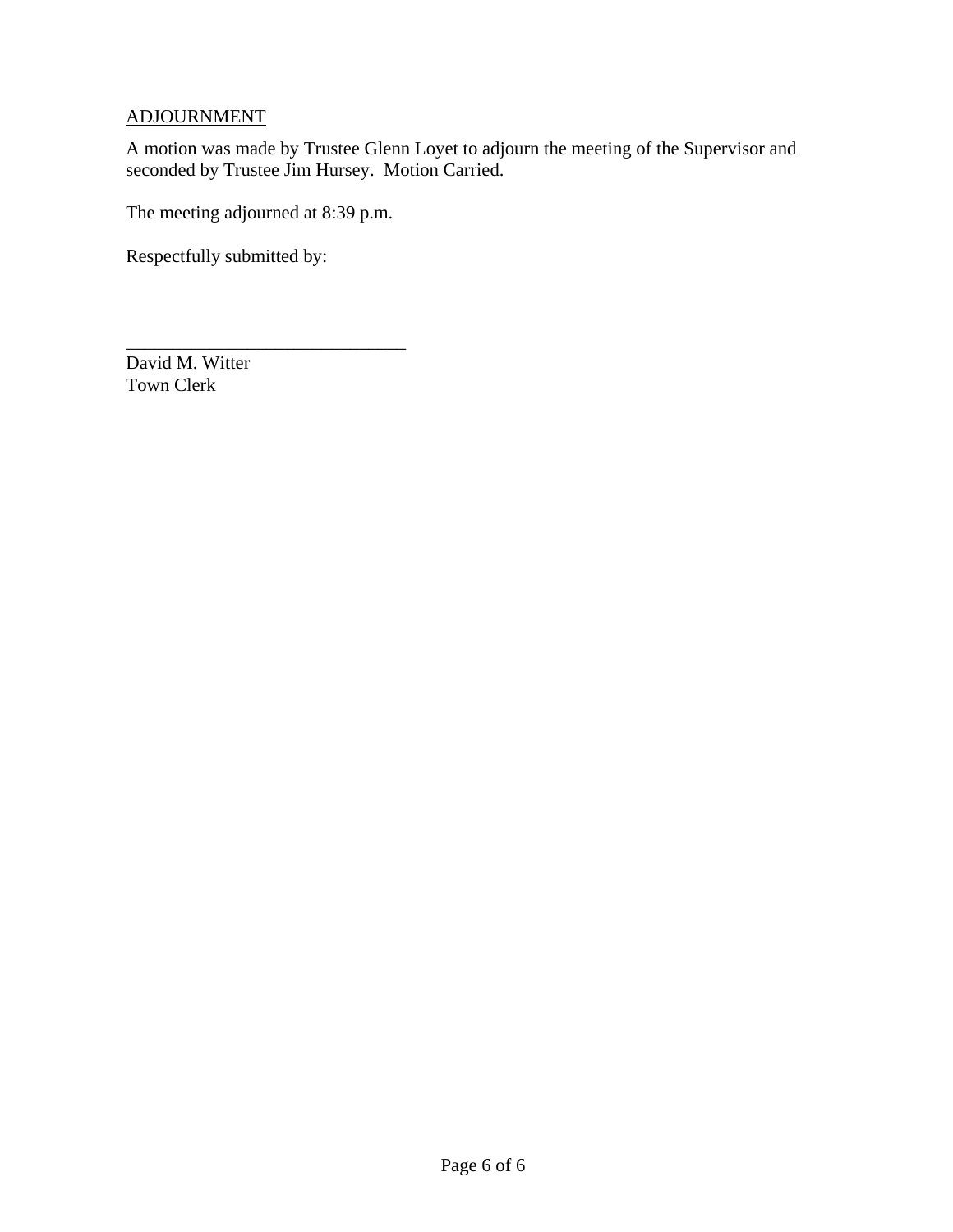ADJOURNMENT

A motion was made by Trustee Glenn Loyet to adjourn the meeting of the Supervisor and seconded by Trustee Jim Hursey.  Motion Carried.

The meeting adjourned at 8:39 p.m.

Respectfully submitted by:

______________________________
David M. Witter
Town Clerk